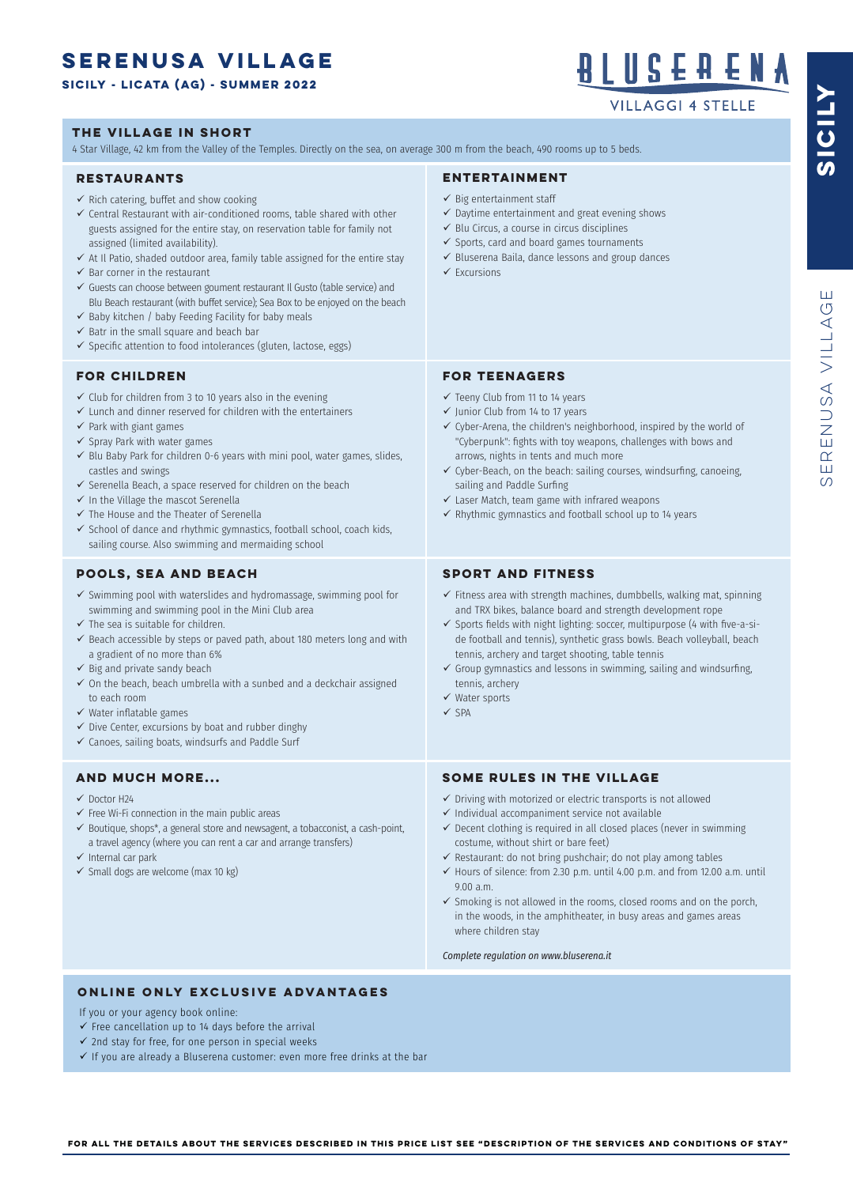# SERENUSA VILLAGE

**SICILY - LICATA (AG) - SUMMER 2022**

BLUSERENA
VILLAGGI 4 STELLE

SICILY

SERENUSA VILLAGE

## THE VILLAGE IN SHORT

4 Star Village, 42 km from the Valley of the Temples. Directly on the sea, on average 300 m from the beach, 490 rooms up to 5 beds.

## RESTAURANTS

- ✓ Rich catering, buffet and show cooking
- ✓ Central Restaurant with air-conditioned rooms, table shared with other guests assigned for the entire stay, on reservation table for family not assigned (limited availability).
- ✓ At Il Patio, shaded outdoor area, family table assigned for the entire stay
- ✓ Bar corner in the restaurant
- ✓ Guests can choose between goument restaurant Il Gusto (table service) and Blu Beach restaurant (with buffet service); Sea Box to be enjoyed on the beach
- ✓ Baby kitchen / baby Feeding Facility for baby meals
- ✓ Batr in the small square and beach bar
- ✓ Specific attention to food intolerances (gluten, lactose, eggs)

## ENTERTAINMENT

- ✓ Big entertainment staff
- ✓ Daytime entertainment and great evening shows
- ✓ Blu Circus, a course in circus disciplines
- ✓ Sports, card and board games tournaments
- ✓ Bluserena Baila, dance lessons and group dances
- ✓ Excursions

## FOR CHILDREN

- ✓ Club for children from 3 to 10 years also in the evening
- ✓ Lunch and dinner reserved for children with the entertainers
- ✓ Park with giant games
- ✓ Spray Park with water games
- ✓ Blu Baby Park for children 0-6 years with mini pool, water games, slides, castles and swings
- ✓ Serenella Beach, a space reserved for children on the beach
- ✓ In the Village the mascot Serenella
- ✓ The House and the Theater of Serenella
- ✓ School of dance and rhythmic gymnastics, football school, coach kids, sailing course. Also swimming and mermaiding school

## FOR TEENAGERS

- ✓ Teeny Club from 11 to 14 years
- ✓ Junior Club from 14 to 17 years
- ✓ Cyber-Arena, the children's neighborhood, inspired by the world of "Cyberpunk": fights with toy weapons, challenges with bows and arrows, nights in tents and much more
- ✓ Cyber-Beach, on the beach: sailing courses, windsurfing, canoeing, sailing and Paddle Surfing
- ✓ Laser Match, team game with infrared weapons
- ✓ Rhythmic gymnastics and football school up to 14 years

## POOLS, SEA AND BEACH

- ✓ Swimming pool with waterslides and hydromassage, swimming pool for swimming and swimming pool in the Mini Club area
- ✓ The sea is suitable for children.
- ✓ Beach accessible by steps or paved path, about 180 meters long and with a gradient of no more than 6%
- ✓ Big and private sandy beach
- ✓ On the beach, beach umbrella with a sunbed and a deckchair assigned to each room
- ✓ Water inflatable games
- ✓ Dive Center, excursions by boat and rubber dinghy
- ✓ Canoes, sailing boats, windsurfs and Paddle Surf

## SPORT AND FITNESS

- ✓ Fitness area with strength machines, dumbbells, walking mat, spinning and TRX bikes, balance board and strength development rope
- ✓ Sports fields with night lighting: soccer, multipurpose (4 with five-a-side football and tennis), synthetic grass bowls. Beach volleyball, beach tennis, archery and target shooting, table tennis
- ✓ Group gymnastics and lessons in swimming, sailing and windsurfing, tennis, archery
- ✓ Water sports
- ✓ SPA

## AND MUCH MORE...

- ✓ Doctor H24
- ✓ Free Wi-Fi connection in the main public areas
- ✓ Boutique, shops*, a general store and newsagent, a tobacconist, a cash-point, a travel agency (where you can rent a car and arrange transfers)
- ✓ Internal car park
- ✓ Small dogs are welcome (max 10 kg)

## SOME RULES IN THE VILLAGE

- ✓ Driving with motorized or electric transports is not allowed
- ✓ Individual accompaniment service not available
- ✓ Decent clothing is required in all closed places (never in swimming costume, without shirt or bare feet)
- ✓ Restaurant: do not bring pushchair; do not play among tables
- ✓ Hours of silence: from 2.30 p.m. until 4.00 p.m. and from 12.00 a.m. until 9.00 a.m.
- ✓ Smoking is not allowed in the rooms, closed rooms and on the porch, in the woods, in the amphitheater, in busy areas and games areas where children stay

*Complete regulation on www.bluserena.it*

## ONLINE ONLY EXCLUSIVE ADVANTAGES

If you or your agency book online:

- ✓ Free cancellation up to 14 days before the arrival
- ✓ 2nd stay for free, for one person in special weeks
- ✓ If you are already a Bluserena customer: even more free drinks at the bar

**FOR ALL THE DETAILS ABOUT THE SERVICES DESCRIBED IN THIS PRICE LIST SEE "DESCRIPTION OF THE SERVICES AND CONDITIONS OF STAY"**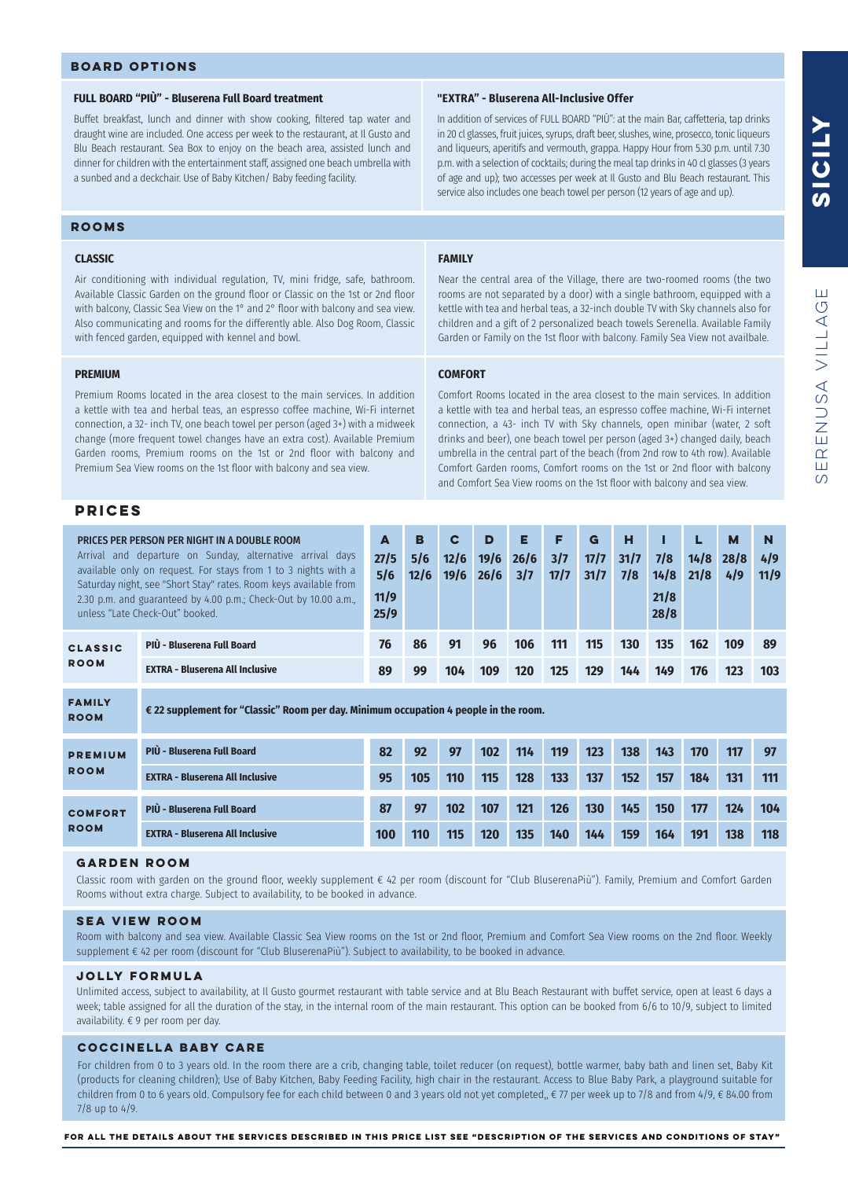## BOARD OPTIONS

### FULL BOARD "PIÙ" - Bluserena Full Board treatment

Buffet breakfast, lunch and dinner with show cooking, filtered tap water and draught wine are included. One access per week to the restaurant, at Il Gusto and Blu Beach restaurant. Sea Box to enjoy on the beach area, assisted lunch and dinner for children with the entertainment staff, assigned one beach umbrella with a sunbed and a deckchair. Use of Baby Kitchen/ Baby feeding facility.

### "EXTRA" - Bluserena All-Inclusive Offer

In addition of services of FULL BOARD "PIÙ": at the main Bar, caffetteria, tap drinks in 20 cl glasses, fruit juices, syrups, draft beer, slushes, wine, prosecco, tonic liqueurs and liqueurs, aperitifs and vermouth, grappa. Happy Hour from 5.30 p.m. until 7.30 p.m. with a selection of cocktails; during the meal tap drinks in 40 cl glasses (3 years of age and up); two accesses per week at Il Gusto and Blu Beach restaurant. This service also includes one beach towel per person (12 years of age and up).

## ROOMS

### CLASSIC

Air conditioning with individual regulation, TV, mini fridge, safe, bathroom. Available Classic Garden on the ground floor or Classic on the 1st or 2nd floor with balcony, Classic Sea View on the 1° and 2° floor with balcony and sea view. Also communicating and rooms for the differently able. Also Dog Room, Classic with fenced garden, equipped with kennel and bowl.

### FAMILY

Near the central area of the Village, there are two-roomed rooms (the two rooms are not separated by a door) with a single bathroom, equipped with a kettle with tea and herbal teas, a 32-inch double TV with Sky channels also for children and a gift of 2 personalized beach towels Serenella. Available Family Garden or Family on the 1st floor with balcony. Family Sea View not availbale.

### PREMIUM

Premium Rooms located in the area closest to the main services. In addition a kettle with tea and herbal teas, an espresso coffee machine, Wi-Fi internet connection, a 32- inch TV, one beach towel per person (aged 3+) with a midweek change (more frequent towel changes have an extra cost). Available Premium Garden rooms, Premium rooms on the 1st or 2nd floor with balcony and Premium Sea View rooms on the 1st floor with balcony and sea view.

### COMFORT

Comfort Rooms located in the area closest to the main services. In addition a kettle with tea and herbal teas, an espresso coffee machine, Wi-Fi internet connection, a 43- inch TV with Sky channels, open minibar (water, 2 soft drinks and beer), one beach towel per person (aged 3+) changed daily, beach umbrella in the central part of the beach (from 2nd row to 4th row). Available Comfort Garden rooms, Comfort rooms on the 1st or 2nd floor with balcony and Comfort Sea View rooms on the 1st floor with balcony and sea view.

## PRICES

| PRICES PER PERSON PER NIGHT IN A DOUBLE ROOM<br>Arrival and departure on Sunday, alternative arrival days available only on request. For stays from 1 to 3 nights with a Saturday night, see "Short Stay" rates. Room keys available from 2.30 p.m. and guaranteed by 4.00 p.m.; Check-Out by 10.00 a.m., unless "Late Check-Out" booked. | | A<br>27/5 5/6<br>11/9 25/9 | B<br>5/6 12/6 | C<br>12/6 19/6 | D<br>19/6 26/6 | E<br>26/6 3/7 | F<br>3/7 17/7 | G<br>17/7 31/7 | H<br>31/7 7/8 | I<br>7/8 14/8<br>21/8 28/8 | L<br>14/8 21/8 | M<br>28/8 4/9 | N<br>4/9 11/9 |
|---|---|---|---|---|---|---|---|---|---|---|---|---|---|
| CLASSIC ROOM | PIÙ - Bluserena Full Board | 76 | 86 | 91 | 96 | 106 | 111 | 115 | 130 | 135 | 162 | 109 | 89 |
| | EXTRA - Bluserena All Inclusive | 89 | 99 | 104 | 109 | 120 | 125 | 129 | 144 | 149 | 176 | 123 | 103 |
| FAMILY ROOM | € 22 supplement for "Classic" Room per day. Minimum occupation 4 people in the room. | | | | | | | | | | | | |
| PREMIUM ROOM | PIÙ - Bluserena Full Board | 82 | 92 | 97 | 102 | 114 | 119 | 123 | 138 | 143 | 170 | 117 | 97 |
| | EXTRA - Bluserena All Inclusive | 95 | 105 | 110 | 115 | 128 | 133 | 137 | 152 | 157 | 184 | 131 | 111 |
| COMFORT ROOM | PIÙ - Bluserena Full Board | 87 | 97 | 102 | 107 | 121 | 126 | 130 | 145 | 150 | 177 | 124 | 104 |
| | EXTRA - Bluserena All Inclusive | 100 | 110 | 115 | 120 | 135 | 140 | 144 | 159 | 164 | 191 | 138 | 118 |

### GARDEN ROOM

Classic room with garden on the ground floor, weekly supplement € 42 per room (discount for "Club BluserenaPiù"). Family, Premium and Comfort Garden Rooms without extra charge. Subject to availability, to be booked in advance.

### SEA VIEW ROOM

Room with balcony and sea view. Available Classic Sea View rooms on the 1st or 2nd floor, Premium and Comfort Sea View rooms on the 2nd floor. Weekly supplement € 42 per room (discount for "Club BluserenaPiù"). Subject to availability, to be booked in advance.

### JOLLY FORMULA

Unlimited access, subject to availability, at Il Gusto gourmet restaurant with table service and at Blu Beach Restaurant with buffet service, open at least 6 days a week; table assigned for all the duration of the stay, in the internal room of the main restaurant. This option can be booked from 6/6 to 10/9, subject to limited availability. € 9 per room per day.

### COCCINELLA BABY CARE

For children from 0 to 3 years old. In the room there are a crib, changing table, toilet reducer (on request), bottle warmer, baby bath and linen set, Baby Kit (products for cleaning children); Use of Baby Kitchen, Baby Feeding Facility, high chair in the restaurant. Access to Blue Baby Park, a playground suitable for children from 0 to 6 years old. Compulsory fee for each child between 0 and 3 years old not yet completed,, € 77 per week up to 7/8 and from 4/9, € 84.00 from 7/8 up to 4/9.

**FOR ALL THE DETAILS ABOUT THE SERVICES DESCRIBED IN THIS PRICE LIST SEE "DESCRIPTION OF THE SERVICES AND CONDITIONS OF STAY"**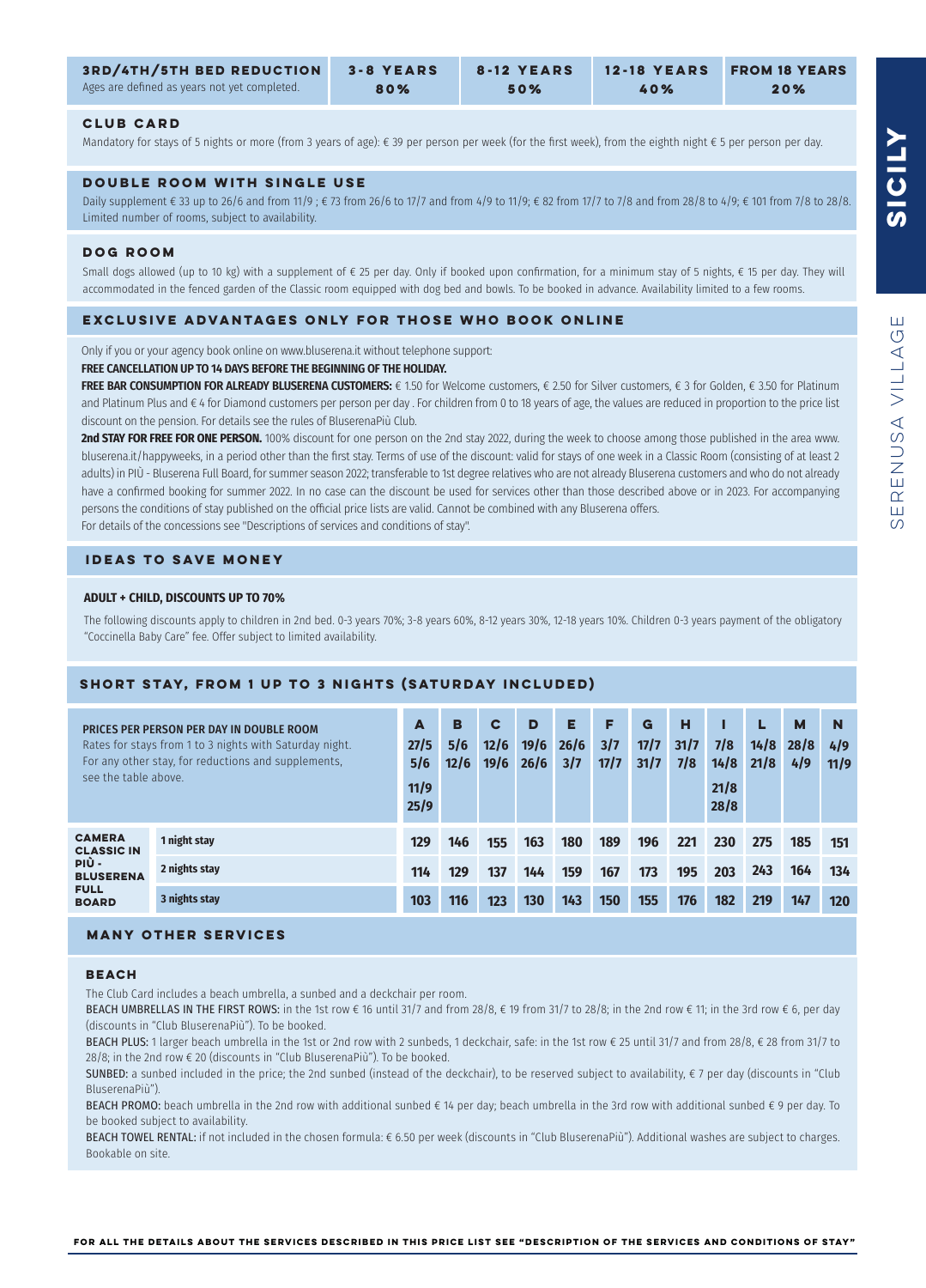| 3RD/4TH/5TH BED REDUCTION Ages are defined as years not yet completed. | 3-8 YEARS | 8-12 YEARS | 12-18 YEARS | FROM 18 YEARS |
|---|---|---|---|---|
| | 80% | 50% | 40% | 20% |

### CLUB CARD

Mandatory for stays of 5 nights or more (from 3 years of age): € 39 per person per week (for the first week), from the eighth night € 5 per person per day.

### DOUBLE ROOM WITH SINGLE USE

Daily supplement € 33 up to 26/6 and from 11/9 ; € 73 from 26/6 to 17/7 and from 4/9 to 11/9; € 82 from 17/7 to 7/8 and from 28/8 to 4/9; € 101 from 7/8 to 28/8. Limited number of rooms, subject to availability.

### DOG ROOM

Small dogs allowed (up to 10 kg) with a supplement of € 25 per day. Only if booked upon confirmation, for a minimum stay of 5 nights, € 15 per day. They will accommodated in the fenced garden of the Classic room equipped with dog bed and bowls. To be booked in advance. Availability limited to a few rooms.

### EXCLUSIVE ADVANTAGES ONLY FOR THOSE WHO BOOK ONLINE

Only if you or your agency book online on www.bluserena.it without telephone support:

**FREE CANCELLATION UP TO 14 DAYS BEFORE THE BEGINNING OF THE HOLIDAY.**

**FREE BAR CONSUMPTION FOR ALREADY BLUSERENA CUSTOMERS:** € 1.50 for Welcome customers, € 2.50 for Silver customers, € 3 for Golden, € 3.50 for Platinum and Platinum Plus and € 4 for Diamond customers per person per day . For children from 0 to 18 years of age, the values are reduced in proportion to the price list discount on the pension. For details see the rules of BluserenaPiù Club.

**2nd STAY FOR FREE FOR ONE PERSON.** 100% discount for one person on the 2nd stay 2022, during the week to choose among those published in the area www.bluserena.it/happyweeks, in a period other than the first stay. Terms of use of the discount: valid for stays of one week in a Classic Room (consisting of at least 2 adults) in PIÙ - Bluserena Full Board, for summer season 2022; transferable to 1st degree relatives who are not already Bluserena customers and who do not already have a confirmed booking for summer 2022. In no case can the discount be used for services other than those described above or in 2023. For accompanying persons the conditions of stay published on the official price lists are valid. Cannot be combined with any Bluserena offers.

For details of the concessions see "Descriptions of services and conditions of stay".

### IDEAS TO SAVE MONEY

**ADULT + CHILD, DISCOUNTS UP TO 70%**

The following discounts apply to children in 2nd bed. 0-3 years 70%; 3-8 years 60%, 8-12 years 30%, 12-18 years 10%. Children 0-3 years payment of the obligatory "Coccinella Baby Care" fee. Offer subject to limited availability.

### SHORT STAY, FROM 1 UP TO 3 NIGHTS (SATURDAY INCLUDED)

| PRICES PER PERSON PER DAY IN DOUBLE ROOM Rates for stays from 1 to 3 nights with Saturday night. For any other stay, for reductions and supplements, see the table above. | | A 27/5 5/6 11/9 25/9 | B 5/6 12/6 | C 12/6 19/6 | D 19/6 26/6 | E 26/6 3/7 | F 3/7 17/7 | G 17/7 31/7 | H 31/7 7/8 | I 7/8 14/8 21/8 28/8 | L 14/8 21/8 | M 28/8 4/9 | N 4/9 11/9 |
|---|---|---|---|---|---|---|---|---|---|---|---|---|---|
| CAMERA CLASSIC IN PIÙ - BLUSERENA FULL BOARD | 1 night stay | 129 | 146 | 155 | 163 | 180 | 189 | 196 | 221 | 230 | 275 | 185 | 151 |
| | 2 nights stay | 114 | 129 | 137 | 144 | 159 | 167 | 173 | 195 | 203 | 243 | 164 | 134 |
| | 3 nights stay | 103 | 116 | 123 | 130 | 143 | 150 | 155 | 176 | 182 | 219 | 147 | 120 |

### MANY OTHER SERVICES

#### BEACH

The Club Card includes a beach umbrella, a sunbed and a deckchair per room.

BEACH UMBRELLAS IN THE FIRST ROWS: in the 1st row € 16 until 31/7 and from 28/8, € 19 from 31/7 to 28/8; in the 2nd row € 11; in the 3rd row € 6, per day (discounts in "Club BluserenaPiù"). To be booked.

BEACH PLUS: 1 larger beach umbrella in the 1st or 2nd row with 2 sunbeds, 1 deckchair, safe: in the 1st row € 25 until 31/7 and from 28/8, € 28 from 31/7 to 28/8; in the 2nd row € 20 (discounts in "Club BluserenaPiù"). To be booked.

SUNBED: a sunbed included in the price; the 2nd sunbed (instead of the deckchair), to be reserved subject to availability, € 7 per day (discounts in "Club BluserenaPiù").

BEACH PROMO: beach umbrella in the 2nd row with additional sunbed € 14 per day; beach umbrella in the 3rd row with additional sunbed € 9 per day. To be booked subject to availability.

BEACH TOWEL RENTAL: if not included in the chosen formula: € 6.50 per week (discounts in "Club BluserenaPiù"). Additional washes are subject to charges. Bookable on site.

FOR ALL THE DETAILS ABOUT THE SERVICES DESCRIBED IN THIS PRICE LIST SEE "DESCRIPTION OF THE SERVICES AND CONDITIONS OF STAY"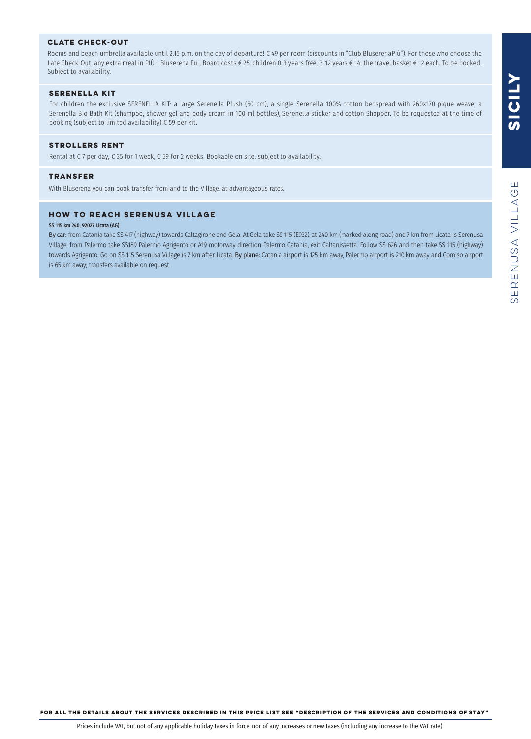### CLATE CHECK-OUT

Rooms and beach umbrella available until 2.15 p.m. on the day of departure! € 49 per room (discounts in "Club BluserenaPiù"). For those who choose the Late Check-Out, any extra meal in PIÙ - Bluserena Full Board costs € 25, children 0-3 years free, 3-12 years € 14, the travel basket € 12 each. To be booked. Subject to availability.

### SERENELLA KIT

For children the exclusive SERENELLA KIT: a large Serenella Plush (50 cm), a single Serenella 100% cotton bedspread with 260x170 pique weave, a Serenella Bio Bath Kit (shampoo, shower gel and body cream in 100 ml bottles), Serenella sticker and cotton Shopper. To be requested at the time of booking (subject to limited availability) € 59 per kit.

### STROLLERS RENT

Rental at € 7 per day, € 35 for 1 week, € 59 for 2 weeks. Bookable on site, subject to availability.

### TRANSFER

With Bluserena you can book transfer from and to the Village, at advantageous rates.

### HOW TO REACH SERENUSA VILLAGE

**SS 115 km 240, 92027 Licata (AG)**

**By car:** from Catania take SS 417 (highway) towards Caltagirone and Gela. At Gela take SS 115 (E932): at 240 km (marked along road) and 7 km from Licata is Serenusa Village; from Palermo take SS189 Palermo Agrigento or A19 motorway direction Palermo Catania, exit Caltanissetta. Follow SS 626 and then take SS 115 (highway) towards Agrigento. Go on SS 115 Serenusa Village is 7 km after Licata. **By plane:** Catania airport is 125 km away, Palermo airport is 210 km away and Comiso airport is 65 km away; transfers available on request.

**FOR ALL THE DETAILS ABOUT THE SERVICES DESCRIBED IN THIS PRICE LIST SEE "DESCRIPTION OF THE SERVICES AND CONDITIONS OF STAY"**

Prices include VAT, but not of any applicable holiday taxes in force, nor of any increases or new taxes (including any increase to the VAT rate).